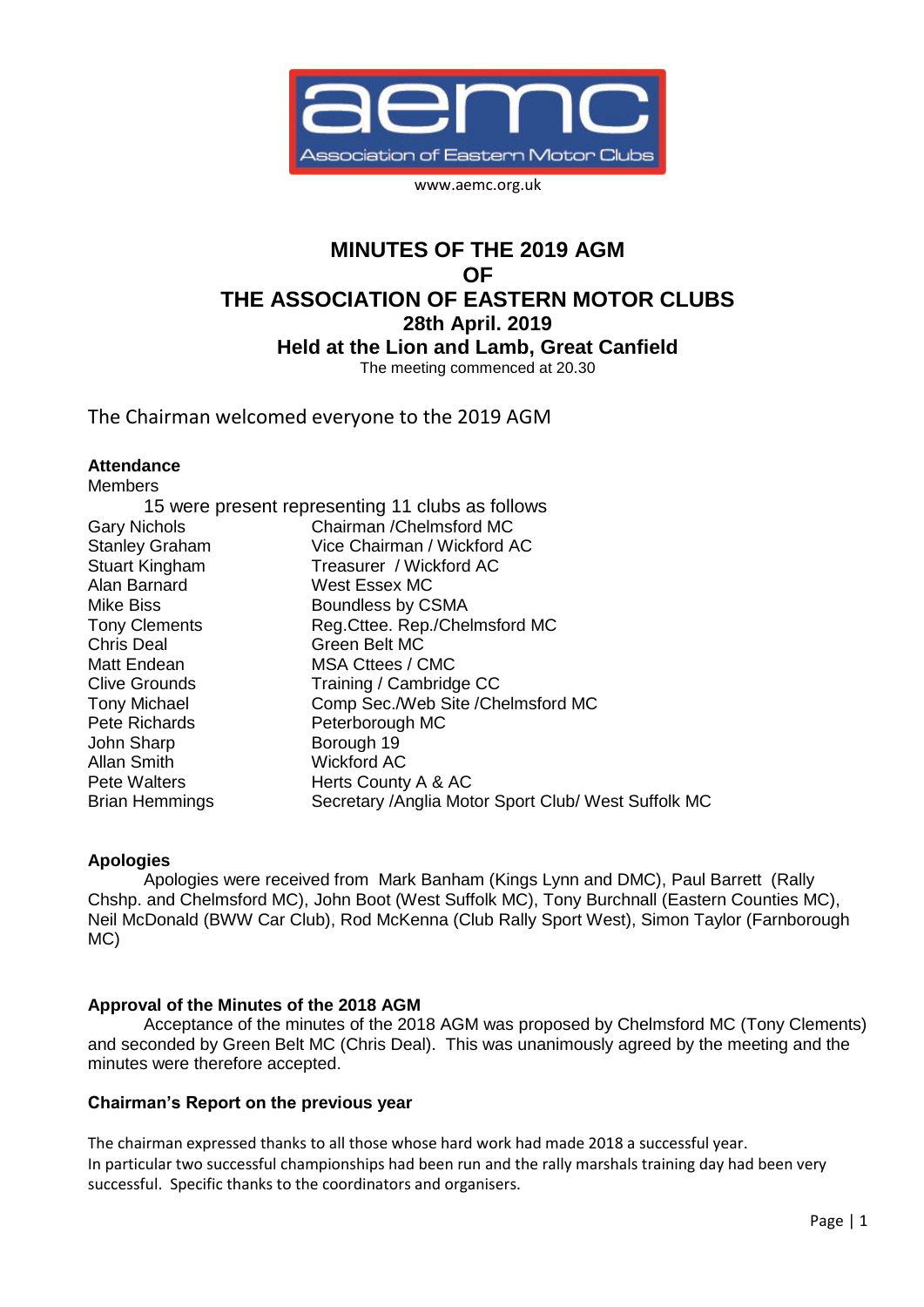www.aemc.org.uk

# MINUTES OF THE 2019 AGM
# OF
# THE ASSOCIATION OF EASTERN MOTOR CLUBS

**28th April. 2019**

**Held at the Lion and Lamb, Great Canfield**

The meeting commenced at 20.30

The Chairman welcomed everyone to the 2019 AGM

**Attendance**

Members

15 were present representing 11 clubs as follows

| | |
|---|---|
| Gary Nichols | Chairman /Chelmsford MC |
| Stanley Graham | Vice Chairman / Wickford AC |
| Stuart Kingham | Treasurer / Wickford AC |
| Alan Barnard | West Essex MC |
| Mike Biss | Boundless by CSMA |
| Tony Clements | Reg.Cttee. Rep./Chelmsford MC |
| Chris Deal | Green Belt MC |
| Matt Endean | MSA Cttees / CMC |
| Clive Grounds | Training / Cambridge CC |
| Tony Michael | Comp Sec./Web Site /Chelmsford MC |
| Pete Richards | Peterborough MC |
| John Sharp | Borough 19 |
| Allan Smith | Wickford AC |
| Pete Walters | Herts County A & AC |
| Brian Hemmings | Secretary /Anglia Motor Sport Club/ West Suffolk MC |

**Apologies**

Apologies were received from Mark Banham (Kings Lynn and DMC), Paul Barrett (Rally Chshp. and Chelmsford MC), John Boot (West Suffolk MC), Tony Burchnall (Eastern Counties MC), Neil McDonald (BWW Car Club), Rod McKenna (Club Rally Sport West), Simon Taylor (Farnborough MC)

**Approval of the Minutes of the 2018 AGM**

Acceptance of the minutes of the 2018 AGM was proposed by Chelmsford MC (Tony Clements) and seconded by Green Belt MC (Chris Deal). This was unanimously agreed by the meeting and the minutes were therefore accepted.

**Chairman's Report on the previous year**

The chairman expressed thanks to all those whose hard work had made 2018 a successful year.
In particular two successful championships had been run and the rally marshals training day had been very successful. Specific thanks to the coordinators and organisers.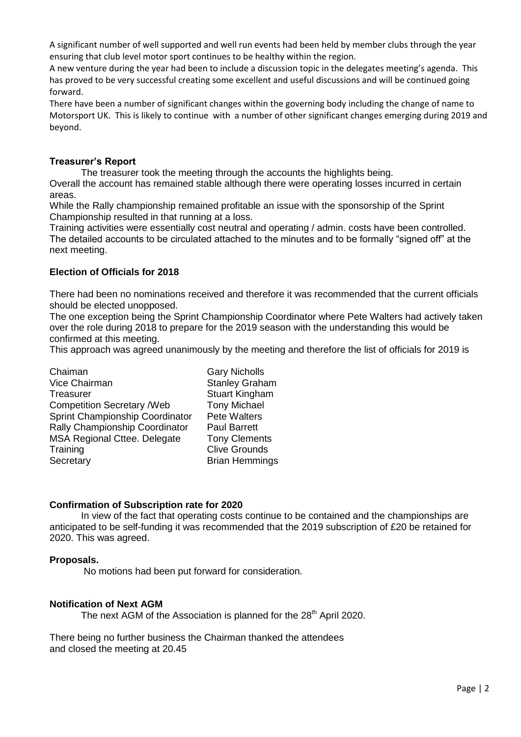A significant number of well supported and well run events had been held by member clubs through the year ensuring that club level motor sport continues to be healthy within the region.
A new venture during the year had been to include a discussion topic in the delegates meeting's agenda. This has proved to be very successful creating some excellent and useful discussions and will be continued going forward.
There have been a number of significant changes within the governing body including the change of name to Motorsport UK. This is likely to continue with a number of other significant changes emerging during 2019 and beyond.

**Treasurer's Report**

The treasurer took the meeting through the accounts the highlights being.
Overall the account has remained stable although there were operating losses incurred in certain areas.
While the Rally championship remained profitable an issue with the sponsorship of the Sprint Championship resulted in that running at a loss.
Training activities were essentially cost neutral and operating / admin. costs have been controlled.
The detailed accounts to be circulated attached to the minutes and to be formally "signed off" at the next meeting.

**Election of Officials for 2018**

There had been no nominations received and therefore it was recommended that the current officials should be elected unopposed.
The one exception being the Sprint Championship Coordinator where Pete Walters had actively taken over the role during 2018 to prepare for the 2019 season with the understanding this would be confirmed at this meeting.
This approach was agreed unanimously by the meeting and therefore the list of officials for 2019 is

| | |
|---|---|
| Chaiman | Gary Nicholls |
| Vice Chairman | Stanley Graham |
| Treasurer | Stuart Kingham |
| Competition Secretary /Web | Tony Michael |
| Sprint Championship Coordinator | Pete Walters |
| Rally Championship Coordinator | Paul Barrett |
| MSA Regional Cttee. Delegate | Tony Clements |
| Training | Clive Grounds |
| Secretary | Brian Hemmings |

**Confirmation of Subscription rate for 2020**

In view of the fact that operating costs continue to be contained and the championships are anticipated to be self-funding it was recommended that the 2019 subscription of £20 be retained for 2020. This was agreed.

**Proposals.**

No motions had been put forward for consideration.

**Notification of Next AGM**

The next AGM of the Association is planned for the 28th April 2020.

There being no further business the Chairman thanked the attendees
and closed the meeting at 20.45